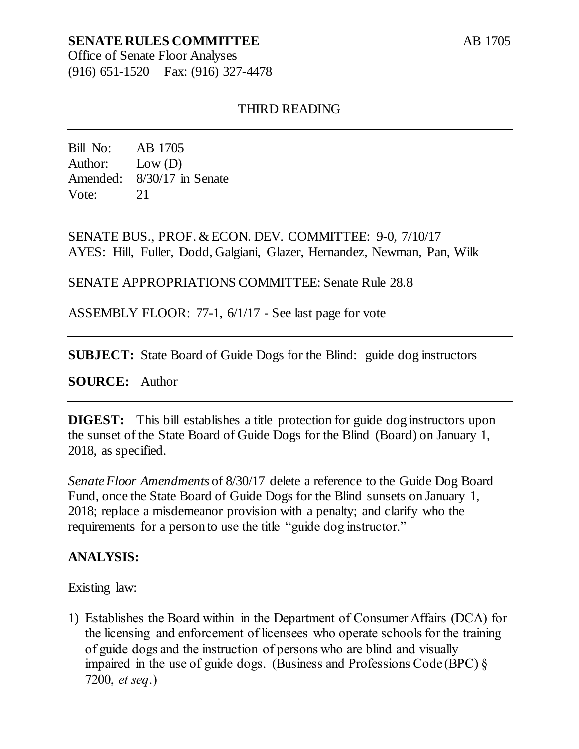**SENATE RULES COMMITTEE**
Office of Senate Floor Analyses
(916) 651-1520 Fax: (916) 327-4478

AB 1705

---

THIRD READING

---

Bill No: AB 1705
Author: Low (D)
Amended: 8/30/17 in Senate
Vote: 21

---

SENATE BUS., PROF. & ECON. DEV. COMMITTEE: 9-0, 7/10/17
AYES: Hill, Fuller, Dodd, Galgiani, Glazer, Hernandez, Newman, Pan, Wilk

SENATE APPROPRIATIONS COMMITTEE: Senate Rule 28.8

ASSEMBLY FLOOR: 77-1, 6/1/17 - See last page for vote

---

**SUBJECT:** State Board of Guide Dogs for the Blind: guide dog instructors

**SOURCE:** Author

---

**DIGEST:** This bill establishes a title protection for guide dog instructors upon the sunset of the State Board of Guide Dogs for the Blind (Board) on January 1, 2018, as specified.

*Senate Floor Amendments* of 8/30/17 delete a reference to the Guide Dog Board Fund, once the State Board of Guide Dogs for the Blind sunsets on January 1, 2018; replace a misdemeanor provision with a penalty; and clarify who the requirements for a person to use the title "guide dog instructor."

**ANALYSIS:**

Existing law:

1) Establishes the Board within in the Department of Consumer Affairs (DCA) for the licensing and enforcement of licensees who operate schools for the training of guide dogs and the instruction of persons who are blind and visually impaired in the use of guide dogs. (Business and Professions Code (BPC) § 7200, *et seq*.)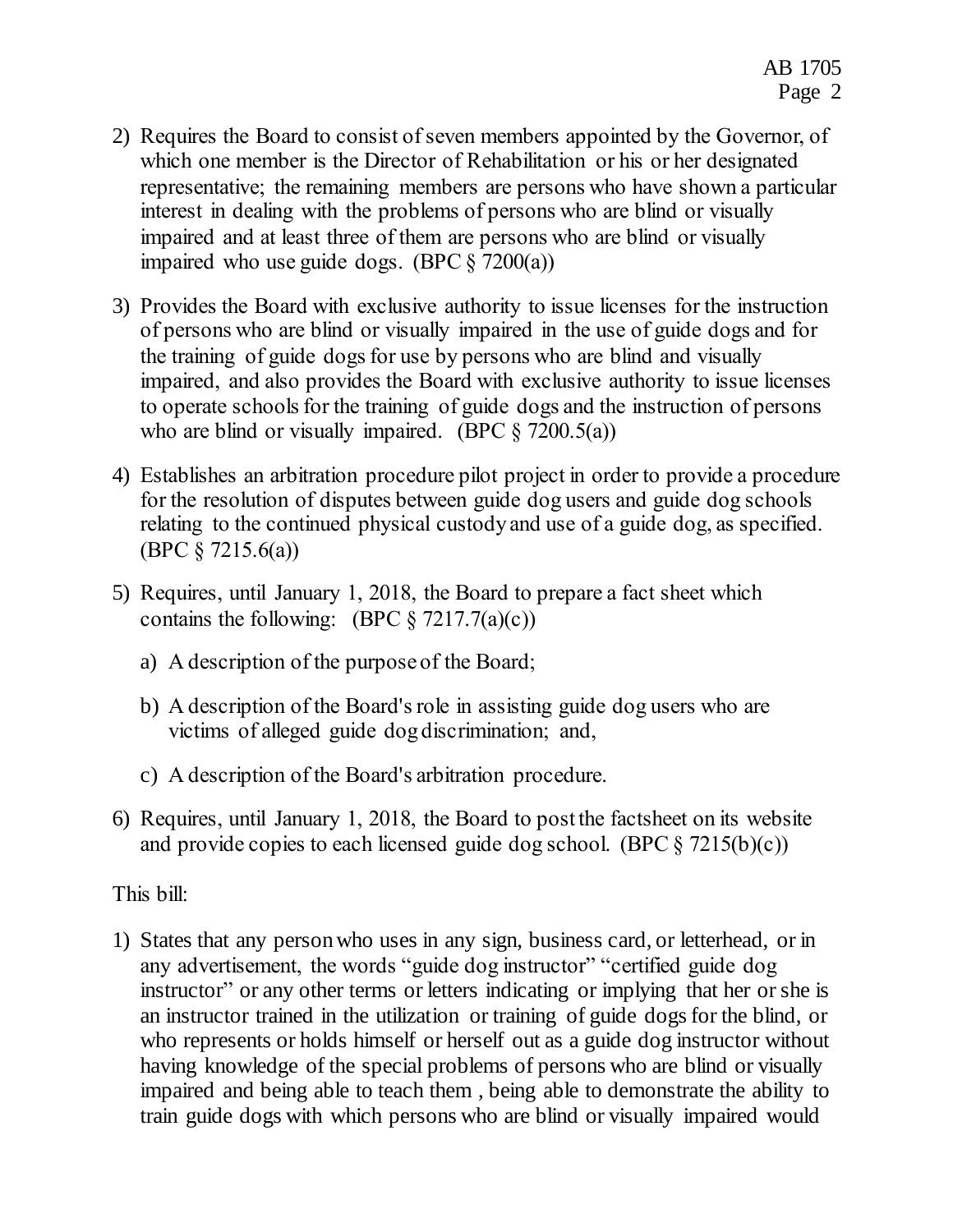2) Requires the Board to consist of seven members appointed by the Governor, of which one member is the Director of Rehabilitation or his or her designated representative; the remaining members are persons who have shown a particular interest in dealing with the problems of persons who are blind or visually impaired and at least three of them are persons who are blind or visually impaired who use guide dogs. (BPC § 7200(a))

3) Provides the Board with exclusive authority to issue licenses for the instruction of persons who are blind or visually impaired in the use of guide dogs and for the training of guide dogs for use by persons who are blind and visually impaired, and also provides the Board with exclusive authority to issue licenses to operate schools for the training of guide dogs and the instruction of persons who are blind or visually impaired. (BPC § 7200.5(a))

4) Establishes an arbitration procedure pilot project in order to provide a procedure for the resolution of disputes between guide dog users and guide dog schools relating to the continued physical custody and use of a guide dog, as specified. (BPC § 7215.6(a))

5) Requires, until January 1, 2018, the Board to prepare a fact sheet which contains the following: (BPC § 7217.7(a)(c))

   a) A description of the purpose of the Board;

   b) A description of the Board's role in assisting guide dog users who are victims of alleged guide dog discrimination; and,

   c) A description of the Board's arbitration procedure.

6) Requires, until January 1, 2018, the Board to post the factsheet on its website and provide copies to each licensed guide dog school. (BPC § 7215(b)(c))

This bill:

1) States that any person who uses in any sign, business card, or letterhead, or in any advertisement, the words "guide dog instructor" "certified guide dog instructor" or any other terms or letters indicating or implying that her or she is an instructor trained in the utilization or training of guide dogs for the blind, or who represents or holds himself or herself out as a guide dog instructor without having knowledge of the special problems of persons who are blind or visually impaired and being able to teach them , being able to demonstrate the ability to train guide dogs with which persons who are blind or visually impaired would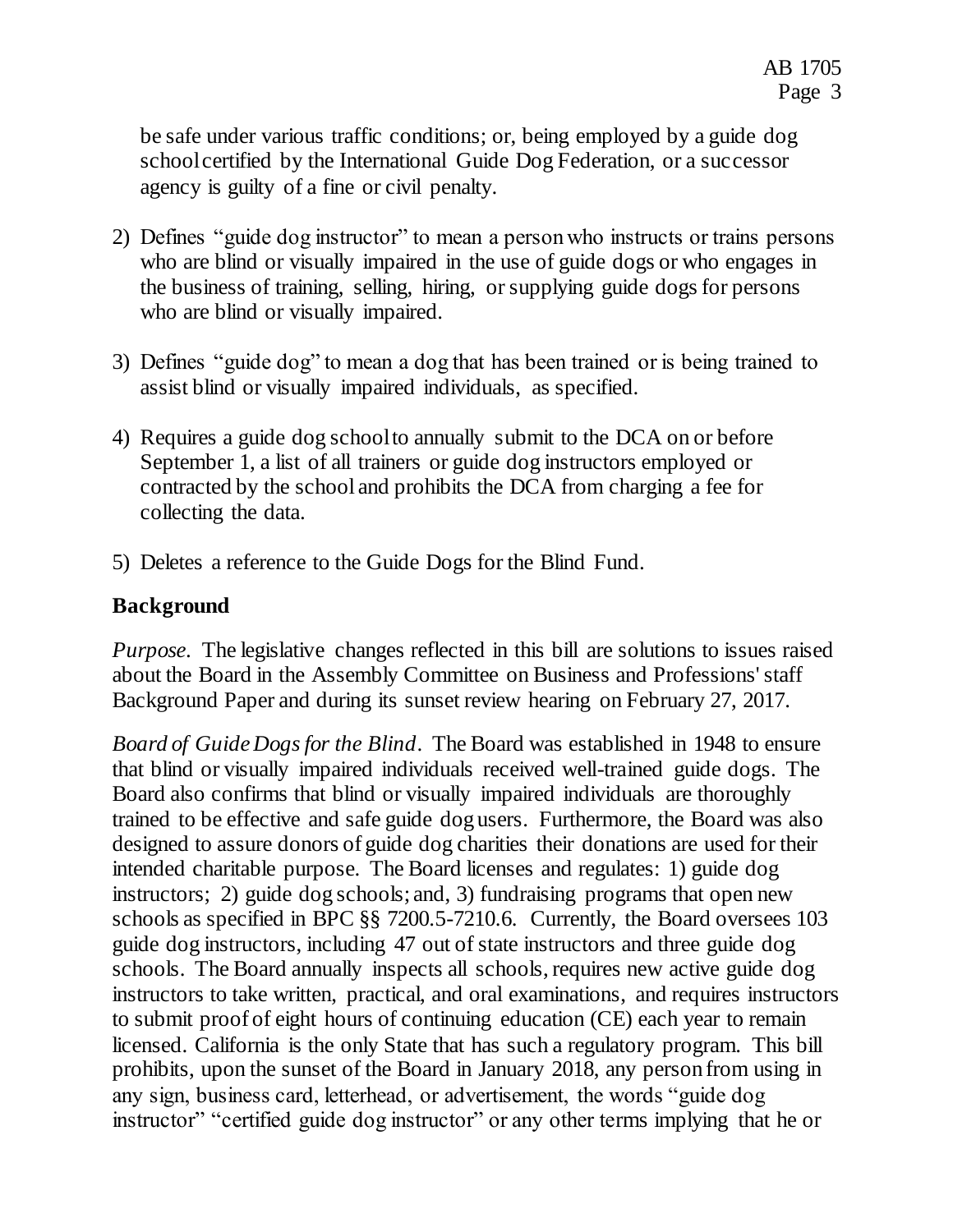be safe under various traffic conditions; or, being employed by a guide dog school certified by the International Guide Dog Federation, or a successor agency is guilty of a fine or civil penalty.

2) Defines "guide dog instructor" to mean a person who instructs or trains persons who are blind or visually impaired in the use of guide dogs or who engages in the business of training, selling, hiring, or supplying guide dogs for persons who are blind or visually impaired.

3) Defines "guide dog" to mean a dog that has been trained or is being trained to assist blind or visually impaired individuals, as specified.

4) Requires a guide dog school to annually submit to the DCA on or before September 1, a list of all trainers or guide dog instructors employed or contracted by the school and prohibits the DCA from charging a fee for collecting the data.

5) Deletes a reference to the Guide Dogs for the Blind Fund.

## Background

*Purpose.* The legislative changes reflected in this bill are solutions to issues raised about the Board in the Assembly Committee on Business and Professions' staff Background Paper and during its sunset review hearing on February 27, 2017.

*Board of Guide Dogs for the Blind.* The Board was established in 1948 to ensure that blind or visually impaired individuals received well-trained guide dogs. The Board also confirms that blind or visually impaired individuals are thoroughly trained to be effective and safe guide dog users. Furthermore, the Board was also designed to assure donors of guide dog charities their donations are used for their intended charitable purpose. The Board licenses and regulates: 1) guide dog instructors; 2) guide dog schools; and, 3) fundraising programs that open new schools as specified in BPC §§ 7200.5-7210.6. Currently, the Board oversees 103 guide dog instructors, including 47 out of state instructors and three guide dog schools. The Board annually inspects all schools, requires new active guide dog instructors to take written, practical, and oral examinations, and requires instructors to submit proof of eight hours of continuing education (CE) each year to remain licensed. California is the only State that has such a regulatory program. This bill prohibits, upon the sunset of the Board in January 2018, any person from using in any sign, business card, letterhead, or advertisement, the words "guide dog instructor" "certified guide dog instructor" or any other terms implying that he or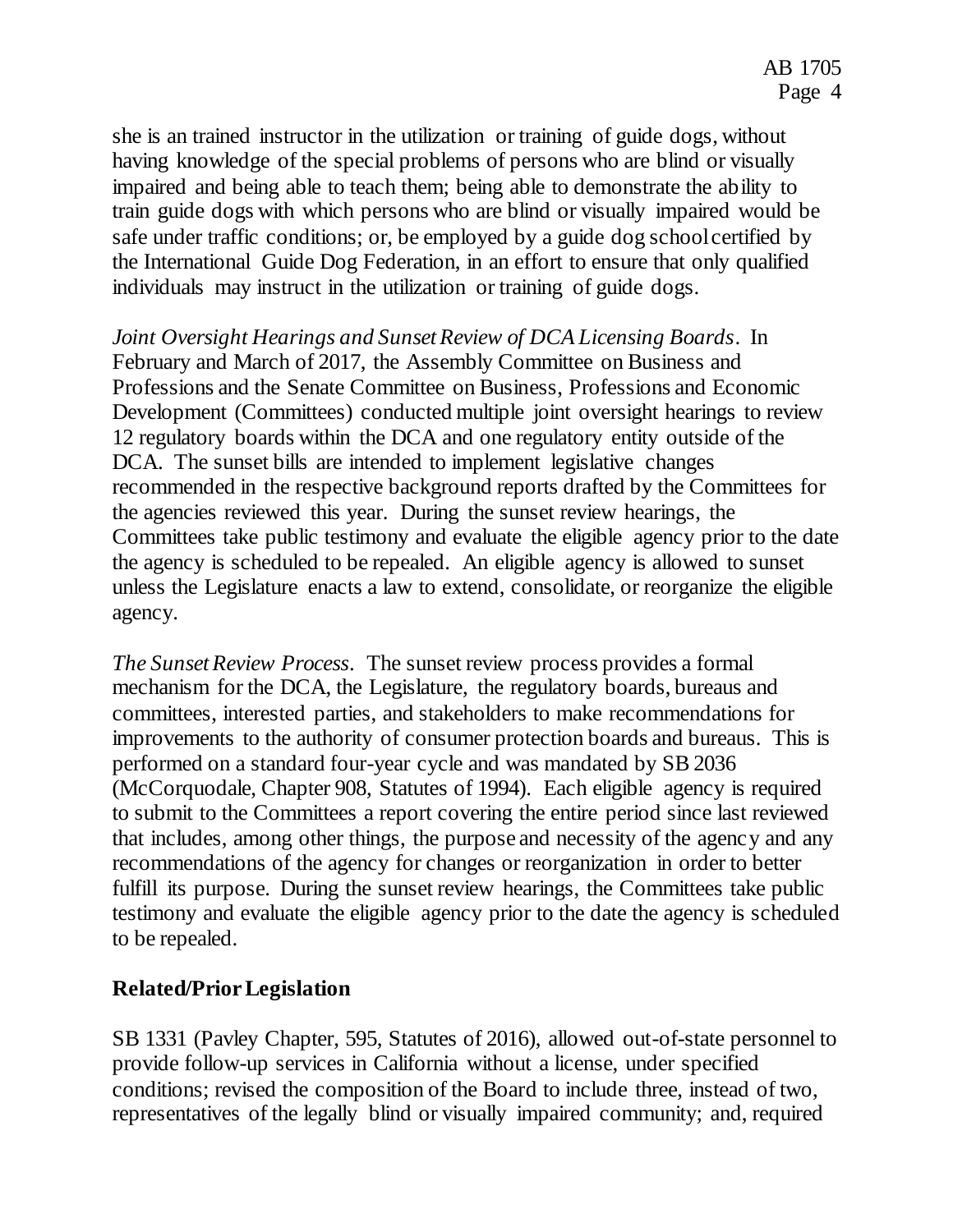she is an trained instructor in the utilization or training of guide dogs, without having knowledge of the special problems of persons who are blind or visually impaired and being able to teach them; being able to demonstrate the ability to train guide dogs with which persons who are blind or visually impaired would be safe under traffic conditions; or, be employed by a guide dog school certified by the International Guide Dog Federation, in an effort to ensure that only qualified individuals may instruct in the utilization or training of guide dogs.

*Joint Oversight Hearings and Sunset Review of DCA Licensing Boards*. In February and March of 2017, the Assembly Committee on Business and Professions and the Senate Committee on Business, Professions and Economic Development (Committees) conducted multiple joint oversight hearings to review 12 regulatory boards within the DCA and one regulatory entity outside of the DCA. The sunset bills are intended to implement legislative changes recommended in the respective background reports drafted by the Committees for the agencies reviewed this year. During the sunset review hearings, the Committees take public testimony and evaluate the eligible agency prior to the date the agency is scheduled to be repealed. An eligible agency is allowed to sunset unless the Legislature enacts a law to extend, consolidate, or reorganize the eligible agency.

*The Sunset Review Process*. The sunset review process provides a formal mechanism for the DCA, the Legislature, the regulatory boards, bureaus and committees, interested parties, and stakeholders to make recommendations for improvements to the authority of consumer protection boards and bureaus. This is performed on a standard four-year cycle and was mandated by SB 2036 (McCorquodale, Chapter 908, Statutes of 1994). Each eligible agency is required to submit to the Committees a report covering the entire period since last reviewed that includes, among other things, the purpose and necessity of the agency and any recommendations of the agency for changes or reorganization in order to better fulfill its purpose. During the sunset review hearings, the Committees take public testimony and evaluate the eligible agency prior to the date the agency is scheduled to be repealed.

## Related/Prior Legislation

SB 1331 (Pavley Chapter, 595, Statutes of 2016), allowed out-of-state personnel to provide follow-up services in California without a license, under specified conditions; revised the composition of the Board to include three, instead of two, representatives of the legally blind or visually impaired community; and, required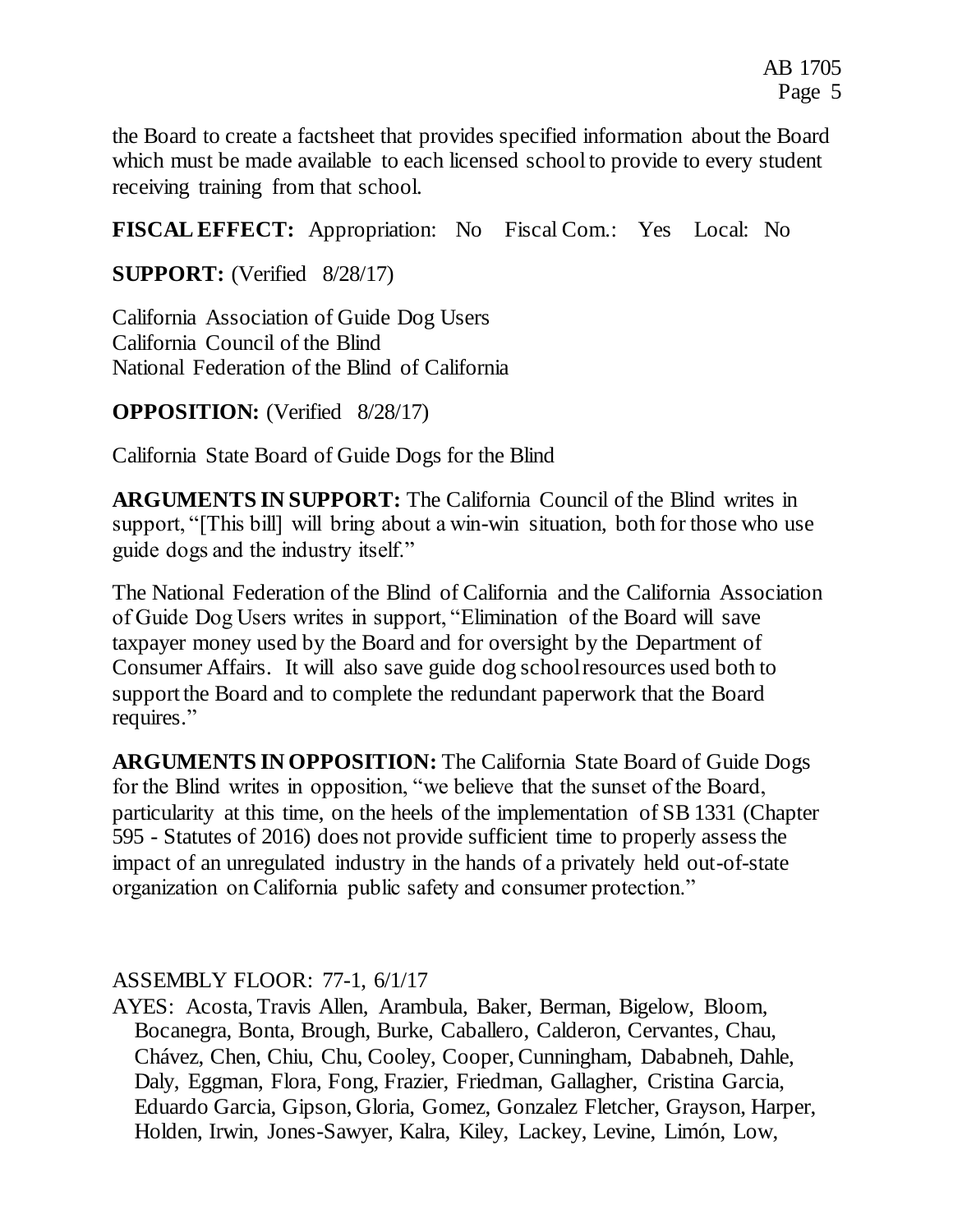the Board to create a factsheet that provides specified information about the Board which must be made available to each licensed school to provide to every student receiving training from that school.

**FISCAL EFFECT:** Appropriation: No Fiscal Com.: Yes Local: No

**SUPPORT:** (Verified 8/28/17)

California Association of Guide Dog Users
California Council of the Blind
National Federation of the Blind of California

**OPPOSITION:** (Verified 8/28/17)

California State Board of Guide Dogs for the Blind

**ARGUMENTS IN SUPPORT:** The California Council of the Blind writes in support, "[This bill] will bring about a win-win situation, both for those who use guide dogs and the industry itself."

The National Federation of the Blind of California and the California Association of Guide Dog Users writes in support, "Elimination of the Board will save taxpayer money used by the Board and for oversight by the Department of Consumer Affairs. It will also save guide dog school resources used both to support the Board and to complete the redundant paperwork that the Board requires."

**ARGUMENTS IN OPPOSITION:** The California State Board of Guide Dogs for the Blind writes in opposition, "we believe that the sunset of the Board, particularity at this time, on the heels of the implementation of SB 1331 (Chapter 595 - Statutes of 2016) does not provide sufficient time to properly assess the impact of an unregulated industry in the hands of a privately held out-of-state organization on California public safety and consumer protection."

ASSEMBLY FLOOR: 77-1, 6/1/17

AYES: Acosta, Travis Allen, Arambula, Baker, Berman, Bigelow, Bloom, Bocanegra, Bonta, Brough, Burke, Caballero, Calderon, Cervantes, Chau, Chávez, Chen, Chiu, Chu, Cooley, Cooper, Cunningham, Dababneh, Dahle, Daly, Eggman, Flora, Fong, Frazier, Friedman, Gallagher, Cristina Garcia, Eduardo Garcia, Gipson, Gloria, Gomez, Gonzalez Fletcher, Grayson, Harper, Holden, Irwin, Jones-Sawyer, Kalra, Kiley, Lackey, Levine, Limón, Low,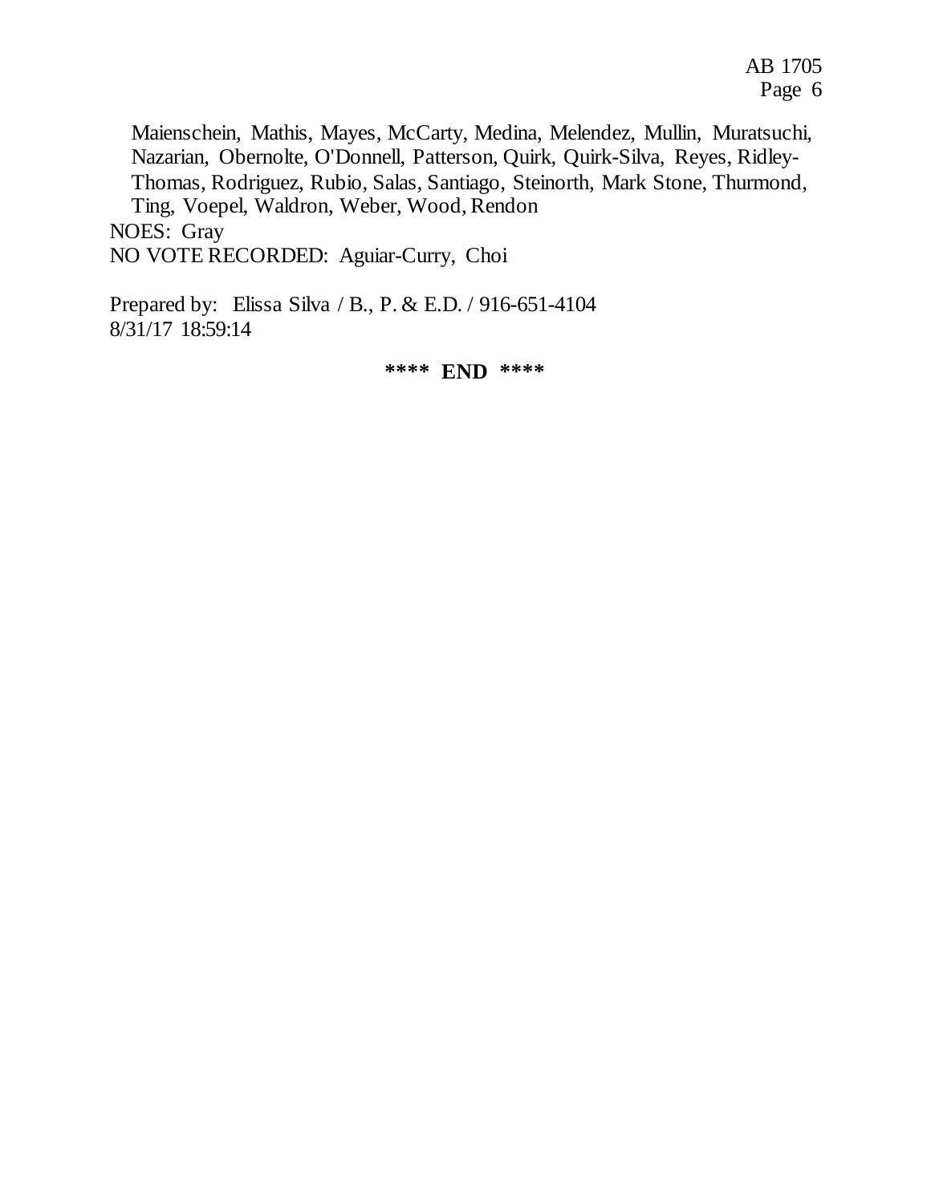Maienschein, Mathis, Mayes, McCarty, Medina, Melendez, Mullin, Muratsuchi, Nazarian, Obernolte, O'Donnell, Patterson, Quirk, Quirk-Silva, Reyes, Ridley-Thomas, Rodriguez, Rubio, Salas, Santiago, Steinorth, Mark Stone, Thurmond, Ting, Voepel, Waldron, Weber, Wood, Rendon

NOES: Gray

NO VOTE RECORDED: Aguiar-Curry, Choi

Prepared by: Elissa Silva / B., P. & E.D. / 916-651-4104
8/31/17 18:59:14

**\*\*\*\* END \*\*\*\***